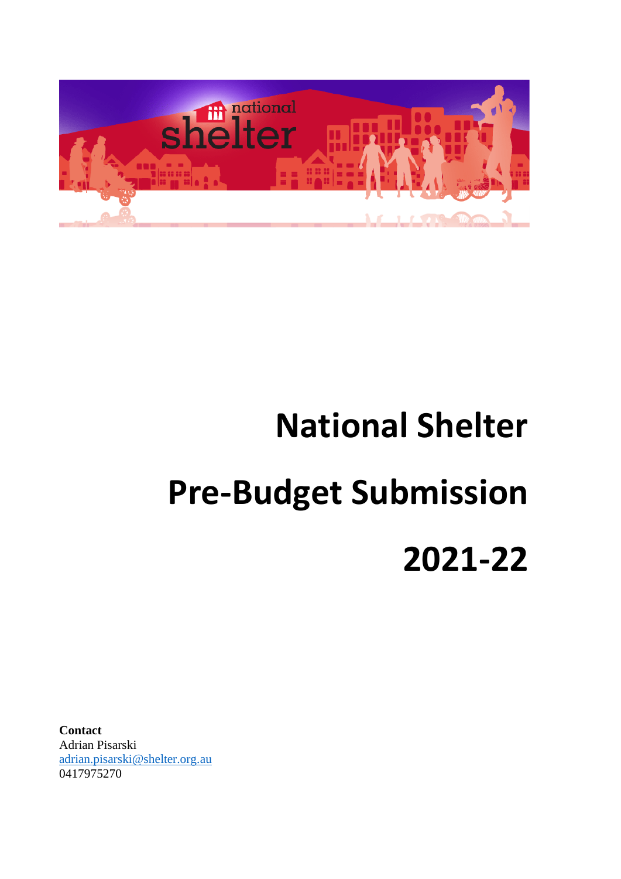# National Shelter

# Pre-Budget Submission

# 2021-22

**Contact**
Adrian Pisarski
adrian.pisarski@shelter.org.au
0417975270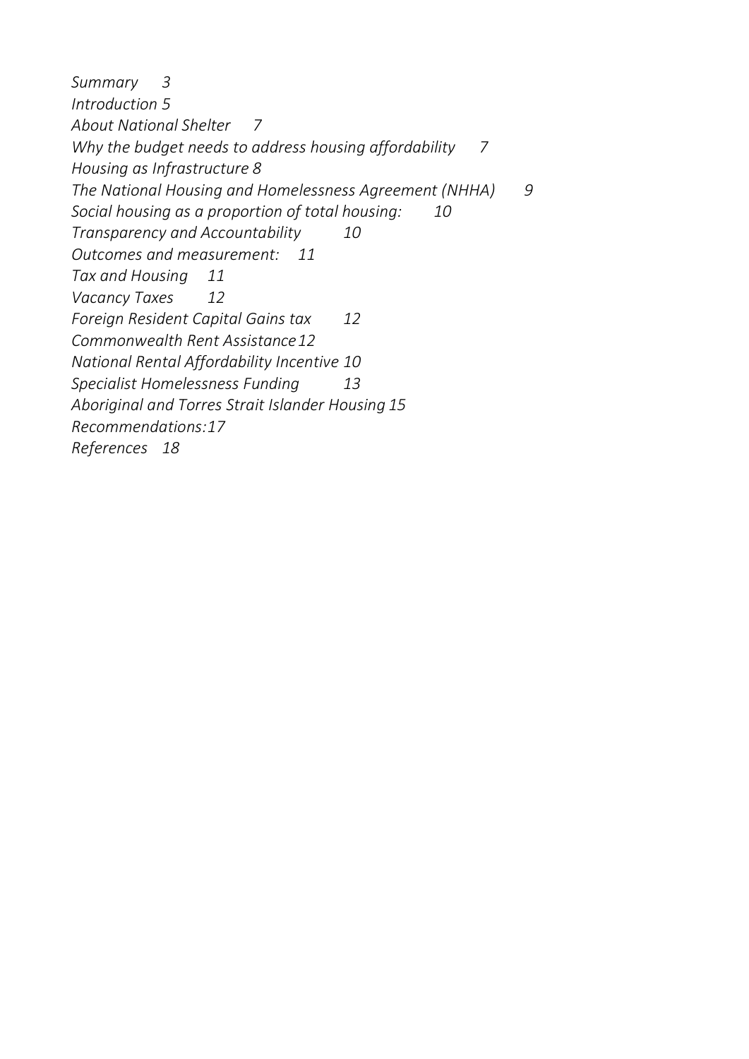*Summary 3*
*Introduction 5*
*About National Shelter 7*
*Why the budget needs to address housing affordability 7*
*Housing as Infrastructure 8*
*The National Housing and Homelessness Agreement (NHHA) 9*
*Social housing as a proportion of total housing: 10*
*Transparency and Accountability 10*
*Outcomes and measurement: 11*
*Tax and Housing 11*
*Vacancy Taxes 12*
*Foreign Resident Capital Gains tax 12*
*Commonwealth Rent Assistance 12*
*National Rental Affordability Incentive 10*
*Specialist Homelessness Funding 13*
*Aboriginal and Torres Strait Islander Housing 15*
*Recommendations: 17*
*References 18*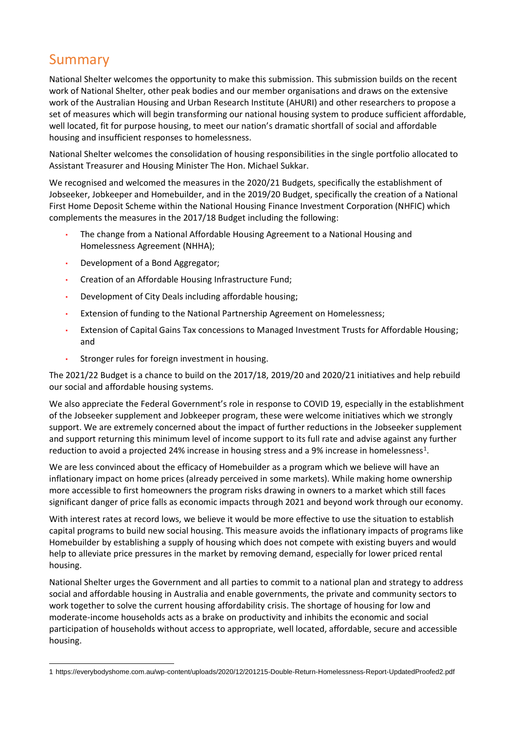## Summary

National Shelter welcomes the opportunity to make this submission. This submission builds on the recent work of National Shelter, other peak bodies and our member organisations and draws on the extensive work of the Australian Housing and Urban Research Institute (AHURI) and other researchers to propose a set of measures which will begin transforming our national housing system to produce sufficient affordable, well located, fit for purpose housing, to meet our nation's dramatic shortfall of social and affordable housing and insufficient responses to homelessness.

National Shelter welcomes the consolidation of housing responsibilities in the single portfolio allocated to Assistant Treasurer and Housing Minister The Hon. Michael Sukkar.

We recognised and welcomed the measures in the 2020/21 Budgets, specifically the establishment of Jobseeker, Jobkeeper and Homebuilder, and in the 2019/20 Budget, specifically the creation of a National First Home Deposit Scheme within the National Housing Finance Investment Corporation (NHFIC) which complements the measures in the 2017/18 Budget including the following:

- The change from a National Affordable Housing Agreement to a National Housing and Homelessness Agreement (NHHA);
- Development of a Bond Aggregator;
- Creation of an Affordable Housing Infrastructure Fund;
- Development of City Deals including affordable housing;
- Extension of funding to the National Partnership Agreement on Homelessness;
- Extension of Capital Gains Tax concessions to Managed Investment Trusts for Affordable Housing; and
- Stronger rules for foreign investment in housing.

The 2021/22 Budget is a chance to build on the 2017/18, 2019/20 and 2020/21 initiatives and help rebuild our social and affordable housing systems.

We also appreciate the Federal Government's role in response to COVID 19, especially in the establishment of the Jobseeker supplement and Jobkeeper program, these were welcome initiatives which we strongly support. We are extremely concerned about the impact of further reductions in the Jobseeker supplement and support returning this minimum level of income support to its full rate and advise against any further reduction to avoid a projected 24% increase in housing stress and a 9% increase in homelessness[1].

We are less convinced about the efficacy of Homebuilder as a program which we believe will have an inflationary impact on home prices (already perceived in some markets). While making home ownership more accessible to first homeowners the program risks drawing in owners to a market which still faces significant danger of price falls as economic impacts through 2021 and beyond work through our economy.

With interest rates at record lows, we believe it would be more effective to use the situation to establish capital programs to build new social housing. This measure avoids the inflationary impacts of programs like Homebuilder by establishing a supply of housing which does not compete with existing buyers and would help to alleviate price pressures in the market by removing demand, especially for lower priced rental housing.

National Shelter urges the Government and all parties to commit to a national plan and strategy to address social and affordable housing in Australia and enable governments, the private and community sectors to work together to solve the current housing affordability crisis. The shortage of housing for low and moderate-income households acts as a brake on productivity and inhibits the economic and social participation of households without access to appropriate, well located, affordable, secure and accessible housing.

---

1 https://everybodyshome.com.au/wp-content/uploads/2020/12/201215-Double-Return-Homelessness-Report-UpdatedProofed2.pdf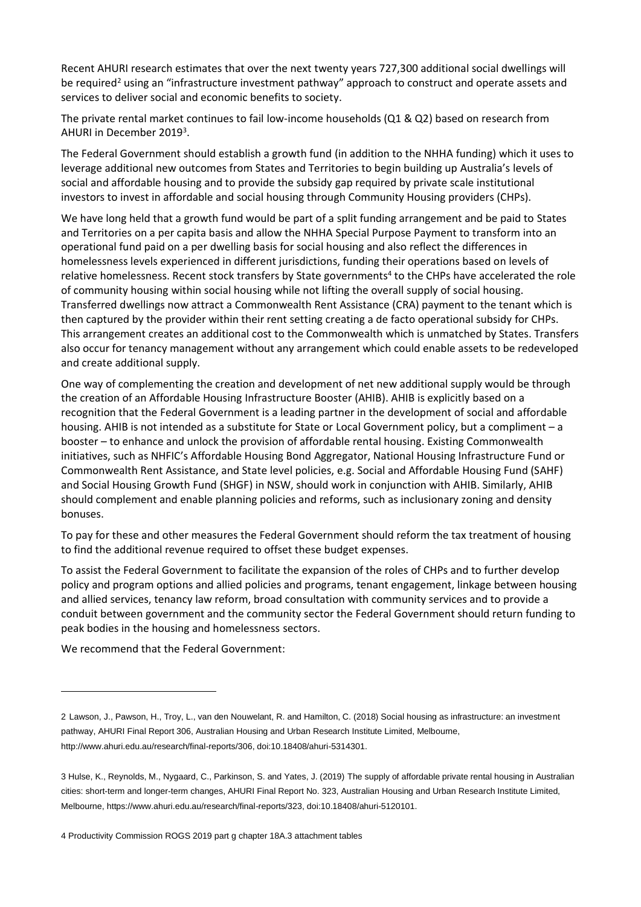Recent AHURI research estimates that over the next twenty years 727,300 additional social dwellings will be required[2] using an "infrastructure investment pathway" approach to construct and operate assets and services to deliver social and economic benefits to society.

The private rental market continues to fail low-income households (Q1 & Q2) based on research from AHURI in December 2019[3].

The Federal Government should establish a growth fund (in addition to the NHHA funding) which it uses to leverage additional new outcomes from States and Territories to begin building up Australia's levels of social and affordable housing and to provide the subsidy gap required by private scale institutional investors to invest in affordable and social housing through Community Housing providers (CHPs).

We have long held that a growth fund would be part of a split funding arrangement and be paid to States and Territories on a per capita basis and allow the NHHA Special Purpose Payment to transform into an operational fund paid on a per dwelling basis for social housing and also reflect the differences in homelessness levels experienced in different jurisdictions, funding their operations based on levels of relative homelessness. Recent stock transfers by State governments[4] to the CHPs have accelerated the role of community housing within social housing while not lifting the overall supply of social housing. Transferred dwellings now attract a Commonwealth Rent Assistance (CRA) payment to the tenant which is then captured by the provider within their rent setting creating a de facto operational subsidy for CHPs. This arrangement creates an additional cost to the Commonwealth which is unmatched by States. Transfers also occur for tenancy management without any arrangement which could enable assets to be redeveloped and create additional supply.

One way of complementing the creation and development of net new additional supply would be through the creation of an Affordable Housing Infrastructure Booster (AHIB). AHIB is explicitly based on a recognition that the Federal Government is a leading partner in the development of social and affordable housing. AHIB is not intended as a substitute for State or Local Government policy, but a compliment – a booster – to enhance and unlock the provision of affordable rental housing. Existing Commonwealth initiatives, such as NHFIC's Affordable Housing Bond Aggregator, National Housing Infrastructure Fund or Commonwealth Rent Assistance, and State level policies, e.g. Social and Affordable Housing Fund (SAHF) and Social Housing Growth Fund (SHGF) in NSW, should work in conjunction with AHIB. Similarly, AHIB should complement and enable planning policies and reforms, such as inclusionary zoning and density bonuses.

To pay for these and other measures the Federal Government should reform the tax treatment of housing to find the additional revenue required to offset these budget expenses.

To assist the Federal Government to facilitate the expansion of the roles of CHPs and to further develop policy and program options and allied policies and programs, tenant engagement, linkage between housing and allied services, tenancy law reform, broad consultation with community services and to provide a conduit between government and the community sector the Federal Government should return funding to peak bodies in the housing and homelessness sectors.

We recommend that the Federal Government:

---

2 Lawson, J., Pawson, H., Troy, L., van den Nouwelant, R. and Hamilton, C. (2018) Social housing as infrastructure: an investment pathway, AHURI Final Report 306, Australian Housing and Urban Research Institute Limited, Melbourne, http://www.ahuri.edu.au/research/final-reports/306, doi:10.18408/ahuri-5314301.

3 Hulse, K., Reynolds, M., Nygaard, C., Parkinson, S. and Yates, J. (2019) The supply of affordable private rental housing in Australian cities: short-term and longer-term changes, AHURI Final Report No. 323, Australian Housing and Urban Research Institute Limited, Melbourne, https://www.ahuri.edu.au/research/final-reports/323, doi:10.18408/ahuri-5120101.

4 Productivity Commission ROGS 2019 part g chapter 18A.3 attachment tables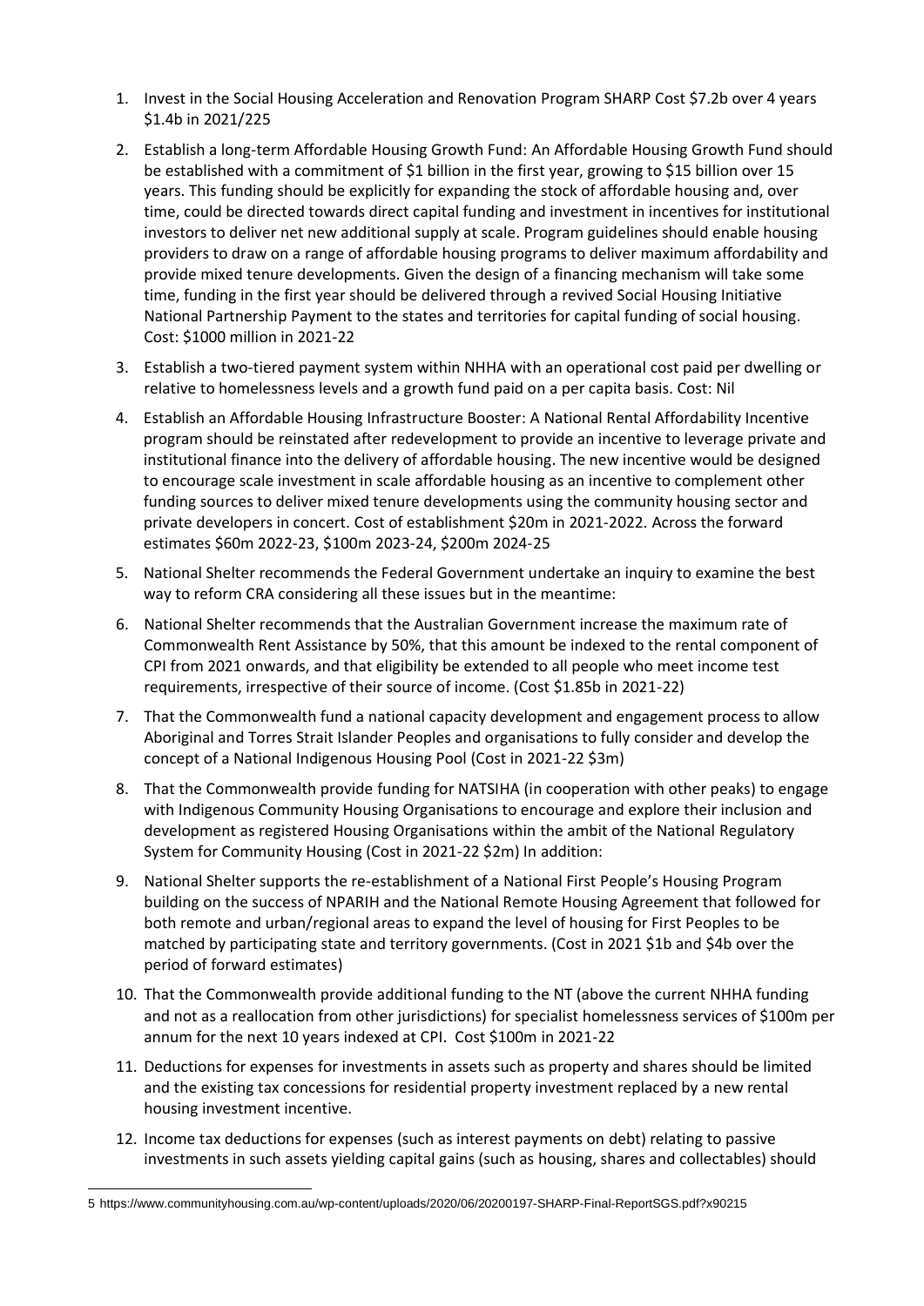1. Invest in the Social Housing Acceleration and Renovation Program SHARP Cost $7.2b over 4 years $1.4b in 2021/22[5]
2. Establish a long-term Affordable Housing Growth Fund: An Affordable Housing Growth Fund should be established with a commitment of $1 billion in the first year, growing to $15 billion over 15 years. This funding should be explicitly for expanding the stock of affordable housing and, over time, could be directed towards direct capital funding and investment in incentives for institutional investors to deliver net new additional supply at scale. Program guidelines should enable housing providers to draw on a range of affordable housing programs to deliver maximum affordability and provide mixed tenure developments. Given the design of a financing mechanism will take some time, funding in the first year should be delivered through a revived Social Housing Initiative National Partnership Payment to the states and territories for capital funding of social housing. Cost: $1000 million in 2021-22
3. Establish a two-tiered payment system within NHHA with an operational cost paid per dwelling or relative to homelessness levels and a growth fund paid on a per capita basis. Cost: Nil
4. Establish an Affordable Housing Infrastructure Booster: A National Rental Affordability Incentive program should be reinstated after redevelopment to provide an incentive to leverage private and institutional finance into the delivery of affordable housing. The new incentive would be designed to encourage scale investment in scale affordable housing as an incentive to complement other funding sources to deliver mixed tenure developments using the community housing sector and private developers in concert. Cost of establishment $20m in 2021-2022. Across the forward estimates $60m 2022-23, $100m 2023-24, $200m 2024-25
5. National Shelter recommends the Federal Government undertake an inquiry to examine the best way to reform CRA considering all these issues but in the meantime:
6. National Shelter recommends that the Australian Government increase the maximum rate of Commonwealth Rent Assistance by 50%, that this amount be indexed to the rental component of CPI from 2021 onwards, and that eligibility be extended to all people who meet income test requirements, irrespective of their source of income. (Cost $1.85b in 2021-22)
7. That the Commonwealth fund a national capacity development and engagement process to allow Aboriginal and Torres Strait Islander Peoples and organisations to fully consider and develop the concept of a National Indigenous Housing Pool (Cost in 2021-22 $3m)
8. That the Commonwealth provide funding for NATSIHA (in cooperation with other peaks) to engage with Indigenous Community Housing Organisations to encourage and explore their inclusion and development as registered Housing Organisations within the ambit of the National Regulatory System for Community Housing (Cost in 2021-22 $2m) In addition:
9. National Shelter supports the re-establishment of a National First People's Housing Program building on the success of NPARIH and the National Remote Housing Agreement that followed for both remote and urban/regional areas to expand the level of housing for First Peoples to be matched by participating state and territory governments. (Cost in 2021 $1b and $4b over the period of forward estimates)
10. That the Commonwealth provide additional funding to the NT (above the current NHHA funding and not as a reallocation from other jurisdictions) for specialist homelessness services of $100m per annum for the next 10 years indexed at CPI. Cost $100m in 2021-22
11. Deductions for expenses for investments in assets such as property and shares should be limited and the existing tax concessions for residential property investment replaced by a new rental housing investment incentive.
12. Income tax deductions for expenses (such as interest payments on debt) relating to passive investments in such assets yielding capital gains (such as housing, shares and collectables) should

---

5 https://www.communityhousing.com.au/wp-content/uploads/2020/06/20200197-SHARP-Final-ReportSGS.pdf?x90215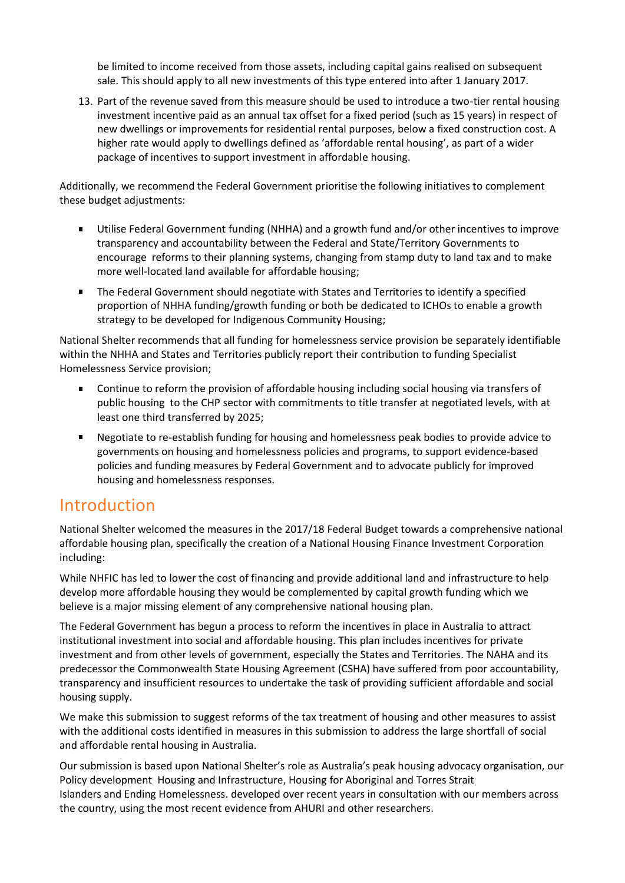be limited to income received from those assets, including capital gains realised on subsequent sale. This should apply to all new investments of this type entered into after 1 January 2017.

13. Part of the revenue saved from this measure should be used to introduce a two-tier rental housing investment incentive paid as an annual tax offset for a fixed period (such as 15 years) in respect of new dwellings or improvements for residential rental purposes, below a fixed construction cost. A higher rate would apply to dwellings defined as 'affordable rental housing', as part of a wider package of incentives to support investment in affordable housing.

Additionally, we recommend the Federal Government prioritise the following initiatives to complement these budget adjustments:

- Utilise Federal Government funding (NHHA) and a growth fund and/or other incentives to improve transparency and accountability between the Federal and State/Territory Governments to encourage reforms to their planning systems, changing from stamp duty to land tax and to make more well-located land available for affordable housing;
- The Federal Government should negotiate with States and Territories to identify a specified proportion of NHHA funding/growth funding or both be dedicated to ICHOs to enable a growth strategy to be developed for Indigenous Community Housing;

National Shelter recommends that all funding for homelessness service provision be separately identifiable within the NHHA and States and Territories publicly report their contribution to funding Specialist Homelessness Service provision;

- Continue to reform the provision of affordable housing including social housing via transfers of public housing to the CHP sector with commitments to title transfer at negotiated levels, with at least one third transferred by 2025;
- Negotiate to re-establish funding for housing and homelessness peak bodies to provide advice to governments on housing and homelessness policies and programs, to support evidence-based policies and funding measures by Federal Government and to advocate publicly for improved housing and homelessness responses.

## Introduction

National Shelter welcomed the measures in the 2017/18 Federal Budget towards a comprehensive national affordable housing plan, specifically the creation of a National Housing Finance Investment Corporation including:

While NHFIC has led to lower the cost of financing and provide additional land and infrastructure to help develop more affordable housing they would be complemented by capital growth funding which we believe is a major missing element of any comprehensive national housing plan.

The Federal Government has begun a process to reform the incentives in place in Australia to attract institutional investment into social and affordable housing. This plan includes incentives for private investment and from other levels of government, especially the States and Territories. The NAHA and its predecessor the Commonwealth State Housing Agreement (CSHA) have suffered from poor accountability, transparency and insufficient resources to undertake the task of providing sufficient affordable and social housing supply.

We make this submission to suggest reforms of the tax treatment of housing and other measures to assist with the additional costs identified in measures in this submission to address the large shortfall of social and affordable rental housing in Australia.

Our submission is based upon National Shelter's role as Australia's peak housing advocacy organisation, our Policy development Housing and Infrastructure, Housing for Aboriginal and Torres Strait Islanders and Ending Homelessness. developed over recent years in consultation with our members across the country, using the most recent evidence from AHURI and other researchers.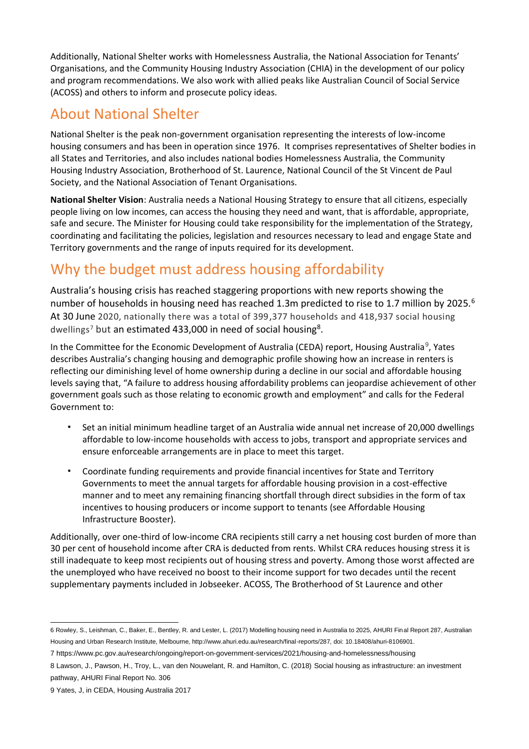Additionally, National Shelter works with Homelessness Australia, the National Association for Tenants' Organisations, and the Community Housing Industry Association (CHIA) in the development of our policy and program recommendations. We also work with allied peaks like Australian Council of Social Service (ACOSS) and others to inform and prosecute policy ideas.

## About National Shelter

National Shelter is the peak non-government organisation representing the interests of low-income housing consumers and has been in operation since 1976. It comprises representatives of Shelter bodies in all States and Territories, and also includes national bodies Homelessness Australia, the Community Housing Industry Association, Brotherhood of St. Laurence, National Council of the St Vincent de Paul Society, and the National Association of Tenant Organisations.

**National Shelter Vision**: Australia needs a National Housing Strategy to ensure that all citizens, especially people living on low incomes, can access the housing they need and want, that is affordable, appropriate, safe and secure. The Minister for Housing could take responsibility for the implementation of the Strategy, coordinating and facilitating the policies, legislation and resources necessary to lead and engage State and Territory governments and the range of inputs required for its development.

## Why the budget must address housing affordability

Australia's housing crisis has reached staggering proportions with new reports showing the number of households in housing need has reached 1.3m predicted to rise to 1.7 million by 2025.[6] At 30 June 2020, nationally there was a total of 399,377 households and 418,937 social housing dwellings[7] but an estimated 433,000 in need of social housing[8].

In the Committee for the Economic Development of Australia (CEDA) report, Housing Australia[9], Yates describes Australia's changing housing and demographic profile showing how an increase in renters is reflecting our diminishing level of home ownership during a decline in our social and affordable housing levels saying that, "A failure to address housing affordability problems can jeopardise achievement of other government goals such as those relating to economic growth and employment" and calls for the Federal Government to:

- Set an initial minimum headline target of an Australia wide annual net increase of 20,000 dwellings affordable to low-income households with access to jobs, transport and appropriate services and ensure enforceable arrangements are in place to meet this target.
- Coordinate funding requirements and provide financial incentives for State and Territory Governments to meet the annual targets for affordable housing provision in a cost-effective manner and to meet any remaining financing shortfall through direct subsidies in the form of tax incentives to housing producers or income support to tenants (see Affordable Housing Infrastructure Booster).

Additionally, over one-third of low-income CRA recipients still carry a net housing cost burden of more than 30 per cent of household income after CRA is deducted from rents. Whilst CRA reduces housing stress it is still inadequate to keep most recipients out of housing stress and poverty. Among those worst affected are the unemployed who have received no boost to their income support for two decades until the recent supplementary payments included in Jobseeker. ACOSS, The Brotherhood of St Laurence and other

---

6 Rowley, S., Leishman, C., Baker, E., Bentley, R. and Lester, L. (2017) Modelling housing need in Australia to 2025, AHURI Final Report 287, Australian Housing and Urban Research Institute, Melbourne, http://www.ahuri.edu.au/research/final-reports/287, doi: 10.18408/ahuri-8106901.

7 https://www.pc.gov.au/research/ongoing/report-on-government-services/2021/housing-and-homelessness/housing

8 Lawson, J., Pawson, H., Troy, L., van den Nouwelant, R. and Hamilton, C. (2018) Social housing as infrastructure: an investment pathway, AHURI Final Report No. 306

9 Yates, J, in CEDA, Housing Australia 2017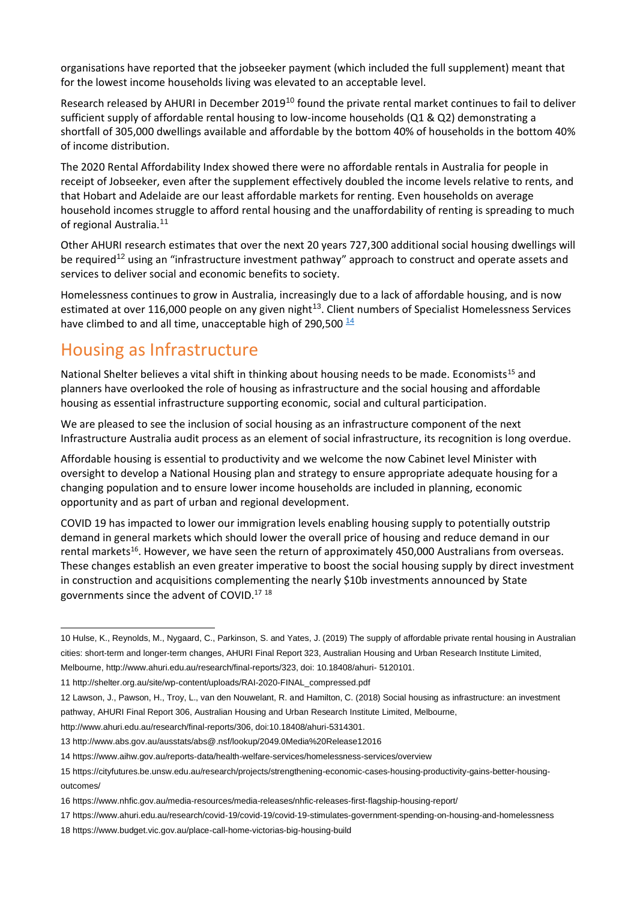organisations have reported that the jobseeker payment (which included the full supplement) meant that for the lowest income households living was elevated to an acceptable level.

Research released by AHURI in December 2019[10] found the private rental market continues to fail to deliver sufficient supply of affordable rental housing to low-income households (Q1 & Q2) demonstrating a shortfall of 305,000 dwellings available and affordable by the bottom 40% of households in the bottom 40% of income distribution.

The 2020 Rental Affordability Index showed there were no affordable rentals in Australia for people in receipt of Jobseeker, even after the supplement effectively doubled the income levels relative to rents, and that Hobart and Adelaide are our least affordable markets for renting. Even households on average household incomes struggle to afford rental housing and the unaffordability of renting is spreading to much of regional Australia.[11]

Other AHURI research estimates that over the next 20 years 727,300 additional social housing dwellings will be required[12] using an "infrastructure investment pathway" approach to construct and operate assets and services to deliver social and economic benefits to society.

Homelessness continues to grow in Australia, increasingly due to a lack of affordable housing, and is now estimated at over 116,000 people on any given night[13]. Client numbers of Specialist Homelessness Services have climbed to and all time, unacceptable high of 290,500 [14]

## Housing as Infrastructure

National Shelter believes a vital shift in thinking about housing needs to be made. Economists[15] and planners have overlooked the role of housing as infrastructure and the social housing and affordable housing as essential infrastructure supporting economic, social and cultural participation.

We are pleased to see the inclusion of social housing as an infrastructure component of the next Infrastructure Australia audit process as an element of social infrastructure, its recognition is long overdue.

Affordable housing is essential to productivity and we welcome the now Cabinet level Minister with oversight to develop a National Housing plan and strategy to ensure appropriate adequate housing for a changing population and to ensure lower income households are included in planning, economic opportunity and as part of urban and regional development.

COVID 19 has impacted to lower our immigration levels enabling housing supply to potentially outstrip demand in general markets which should lower the overall price of housing and reduce demand in our rental markets[16]. However, we have seen the return of approximately 450,000 Australians from overseas. These changes establish an even greater imperative to boost the social housing supply by direct investment in construction and acquisitions complementing the nearly $10b investments announced by State governments since the advent of COVID.[17] [18]

---

10 Hulse, K., Reynolds, M., Nygaard, C., Parkinson, S. and Yates, J. (2019) The supply of affordable private rental housing in Australian cities: short-term and longer-term changes, AHURI Final Report 323, Australian Housing and Urban Research Institute Limited, Melbourne, http://www.ahuri.edu.au/research/final-reports/323, doi: 10.18408/ahuri- 5120101.

11 http://shelter.org.au/site/wp-content/uploads/RAI-2020-FINAL_compressed.pdf

12 Lawson, J., Pawson, H., Troy, L., van den Nouwelant, R. and Hamilton, C. (2018) Social housing as infrastructure: an investment pathway, AHURI Final Report 306, Australian Housing and Urban Research Institute Limited, Melbourne, http://www.ahuri.edu.au/research/final-reports/306, doi:10.18408/ahuri-5314301.

13 http://www.abs.gov.au/ausstats/abs@.nsf/lookup/2049.0Media%20Release12016

14 https://www.aihw.gov.au/reports-data/health-welfare-services/homelessness-services/overview

15 https://cityfutures.be.unsw.edu.au/research/projects/strengthening-economic-cases-housing-productivity-gains-better-housing-outcomes/

16 https://www.nhfic.gov.au/media-resources/media-releases/nhfic-releases-first-flagship-housing-report/

17 https://www.ahuri.edu.au/research/covid-19/covid-19/covid-19-stimulates-government-spending-on-housing-and-homelessness

18 https://www.budget.vic.gov.au/place-call-home-victorias-big-housing-build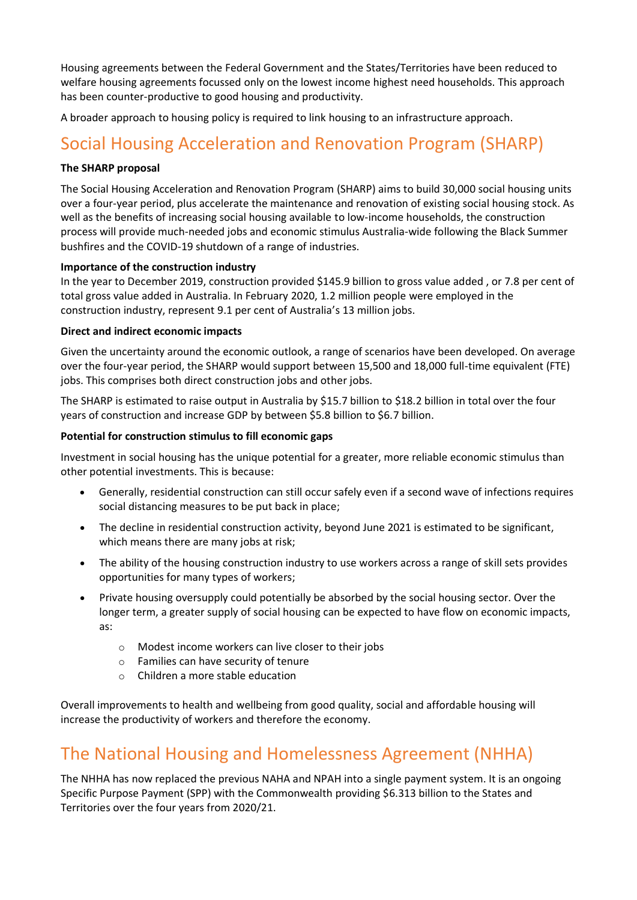Housing agreements between the Federal Government and the States/Territories have been reduced to welfare housing agreements focussed only on the lowest income highest need households. This approach has been counter-productive to good housing and productivity.

A broader approach to housing policy is required to link housing to an infrastructure approach.

## Social Housing Acceleration and Renovation Program (SHARP)

**The SHARP proposal**

The Social Housing Acceleration and Renovation Program (SHARP) aims to build 30,000 social housing units over a four-year period, plus accelerate the maintenance and renovation of existing social housing stock. As well as the benefits of increasing social housing available to low-income households, the construction process will provide much-needed jobs and economic stimulus Australia-wide following the Black Summer bushfires and the COVID-19 shutdown of a range of industries.

**Importance of the construction industry**

In the year to December 2019, construction provided $145.9 billion to gross value added , or 7.8 per cent of total gross value added in Australia. In February 2020, 1.2 million people were employed in the construction industry, represent 9.1 per cent of Australia's 13 million jobs.

**Direct and indirect economic impacts**

Given the uncertainty around the economic outlook, a range of scenarios have been developed. On average over the four-year period, the SHARP would support between 15,500 and 18,000 full-time equivalent (FTE) jobs. This comprises both direct construction jobs and other jobs.

The SHARP is estimated to raise output in Australia by $15.7 billion to $18.2 billion in total over the four years of construction and increase GDP by between $5.8 billion to $6.7 billion.

**Potential for construction stimulus to fill economic gaps**

Investment in social housing has the unique potential for a greater, more reliable economic stimulus than other potential investments. This is because:

- Generally, residential construction can still occur safely even if a second wave of infections requires social distancing measures to be put back in place;
- The decline in residential construction activity, beyond June 2021 is estimated to be significant, which means there are many jobs at risk;
- The ability of the housing construction industry to use workers across a range of skill sets provides opportunities for many types of workers;
- Private housing oversupply could potentially be absorbed by the social housing sector. Over the longer term, a greater supply of social housing can be expected to have flow on economic impacts, as:
  - Modest income workers can live closer to their jobs
  - Families can have security of tenure
  - Children a more stable education

Overall improvements to health and wellbeing from good quality, social and affordable housing will increase the productivity of workers and therefore the economy.

## The National Housing and Homelessness Agreement (NHHA)

The NHHA has now replaced the previous NAHA and NPAH into a single payment system. It is an ongoing Specific Purpose Payment (SPP) with the Commonwealth providing $6.313 billion to the States and Territories over the four years from 2020/21.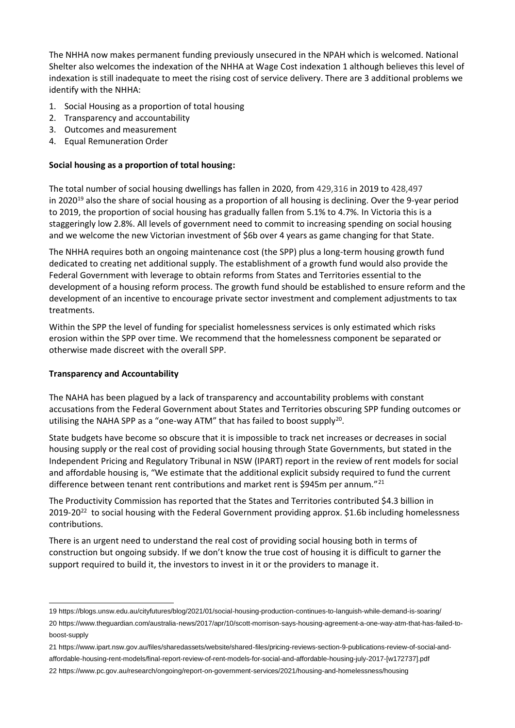The NHHA now makes permanent funding previously unsecured in the NPAH which is welcomed. National Shelter also welcomes the indexation of the NHHA at Wage Cost indexation 1 although believes this level of indexation is still inadequate to meet the rising cost of service delivery. There are 3 additional problems we identify with the NHHA:

1. Social Housing as a proportion of total housing
2. Transparency and accountability
3. Outcomes and measurement
4. Equal Remuneration Order

**Social housing as a proportion of total housing:**

The total number of social housing dwellings has fallen in 2020, from 429,316 in 2019 to 428,497 in 2020[19] also the share of social housing as a proportion of all housing is declining. Over the 9-year period to 2019, the proportion of social housing has gradually fallen from 5.1% to 4.7%. In Victoria this is a staggeringly low 2.8%. All levels of government need to commit to increasing spending on social housing and we welcome the new Victorian investment of $6b over 4 years as game changing for that State.

The NHHA requires both an ongoing maintenance cost (the SPP) plus a long-term housing growth fund dedicated to creating net additional supply. The establishment of a growth fund would also provide the Federal Government with leverage to obtain reforms from States and Territories essential to the development of a housing reform process. The growth fund should be established to ensure reform and the development of an incentive to encourage private sector investment and complement adjustments to tax treatments.

Within the SPP the level of funding for specialist homelessness services is only estimated which risks erosion within the SPP over time. We recommend that the homelessness component be separated or otherwise made discreet with the overall SPP.

**Transparency and Accountability**

The NAHA has been plagued by a lack of transparency and accountability problems with constant accusations from the Federal Government about States and Territories obscuring SPP funding outcomes or utilising the NAHA SPP as a "one-way ATM" that has failed to boost supply[20].

State budgets have become so obscure that it is impossible to track net increases or decreases in social housing supply or the real cost of providing social housing through State Governments, but stated in the Independent Pricing and Regulatory Tribunal in NSW (IPART) report in the review of rent models for social and affordable housing is, "We estimate that the additional explicit subsidy required to fund the current difference between tenant rent contributions and market rent is $945m per annum."[21]

The Productivity Commission has reported that the States and Territories contributed $4.3 billion in 2019-20[22] to social housing with the Federal Government providing approx. $1.6b including homelessness contributions.

There is an urgent need to understand the real cost of providing social housing both in terms of construction but ongoing subsidy. If we don't know the true cost of housing it is difficult to garner the support required to build it, the investors to invest in it or the providers to manage it.

19 https://blogs.unsw.edu.au/cityfutures/blog/2021/01/social-housing-production-continues-to-languish-while-demand-is-soaring/

20 https://www.theguardian.com/australia-news/2017/apr/10/scott-morrison-says-housing-agreement-a-one-way-atm-that-has-failed-to-boost-supply

21 https://www.ipart.nsw.gov.au/files/sharedassets/website/shared-files/pricing-reviews-section-9-publications-review-of-social-and-affordable-housing-rent-models/final-report-review-of-rent-models-for-social-and-affordable-housing-july-2017-[w172737].pdf

22 https://www.pc.gov.au/research/ongoing/report-on-government-services/2021/housing-and-homelessness/housing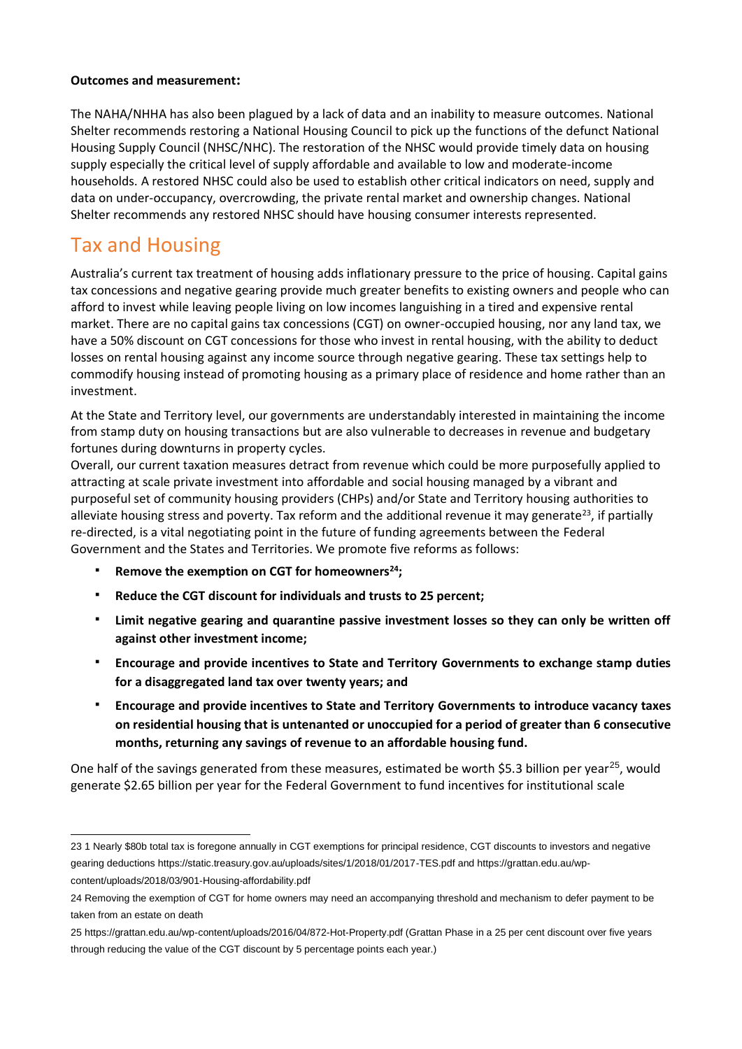**Outcomes and measurement:**

The NAHA/NHHA has also been plagued by a lack of data and an inability to measure outcomes. National Shelter recommends restoring a National Housing Council to pick up the functions of the defunct National Housing Supply Council (NHSC/NHC). The restoration of the NHSC would provide timely data on housing supply especially the critical level of supply affordable and available to low and moderate-income households. A restored NHSC could also be used to establish other critical indicators on need, supply and data on under-occupancy, overcrowding, the private rental market and ownership changes. National Shelter recommends any restored NHSC should have housing consumer interests represented.

# Tax and Housing

Australia's current tax treatment of housing adds inflationary pressure to the price of housing. Capital gains tax concessions and negative gearing provide much greater benefits to existing owners and people who can afford to invest while leaving people living on low incomes languishing in a tired and expensive rental market. There are no capital gains tax concessions (CGT) on owner-occupied housing, nor any land tax, we have a 50% discount on CGT concessions for those who invest in rental housing, with the ability to deduct losses on rental housing against any income source through negative gearing. These tax settings help to commodify housing instead of promoting housing as a primary place of residence and home rather than an investment.

At the State and Territory level, our governments are understandably interested in maintaining the income from stamp duty on housing transactions but are also vulnerable to decreases in revenue and budgetary fortunes during downturns in property cycles.

Overall, our current taxation measures detract from revenue which could be more purposefully applied to attracting at scale private investment into affordable and social housing managed by a vibrant and purposeful set of community housing providers (CHPs) and/or State and Territory housing authorities to alleviate housing stress and poverty. Tax reform and the additional revenue it may generate[23], if partially re-directed, is a vital negotiating point in the future of funding agreements between the Federal Government and the States and Territories. We promote five reforms as follows:

- **Remove the exemption on CGT for homeowners[24];**
- **Reduce the CGT discount for individuals and trusts to 25 percent;**
- **Limit negative gearing and quarantine passive investment losses so they can only be written off against other investment income;**
- **Encourage and provide incentives to State and Territory Governments to exchange stamp duties for a disaggregated land tax over twenty years; and**
- **Encourage and provide incentives to State and Territory Governments to introduce vacancy taxes on residential housing that is untenanted or unoccupied for a period of greater than 6 consecutive months, returning any savings of revenue to an affordable housing fund.**

One half of the savings generated from these measures, estimated be worth \$5.3 billion per year[25], would generate \$2.65 billion per year for the Federal Government to fund incentives for institutional scale

---

23 1 Nearly \$80b total tax is foregone annually in CGT exemptions for principal residence, CGT discounts to investors and negative gearing deductions https://static.treasury.gov.au/uploads/sites/1/2018/01/2017-TES.pdf and https://grattan.edu.au/wp-content/uploads/2018/03/901-Housing-affordability.pdf

24 Removing the exemption of CGT for home owners may need an accompanying threshold and mechanism to defer payment to be taken from an estate on death

25 https://grattan.edu.au/wp-content/uploads/2016/04/872-Hot-Property.pdf (Grattan Phase in a 25 per cent discount over five years through reducing the value of the CGT discount by 5 percentage points each year.)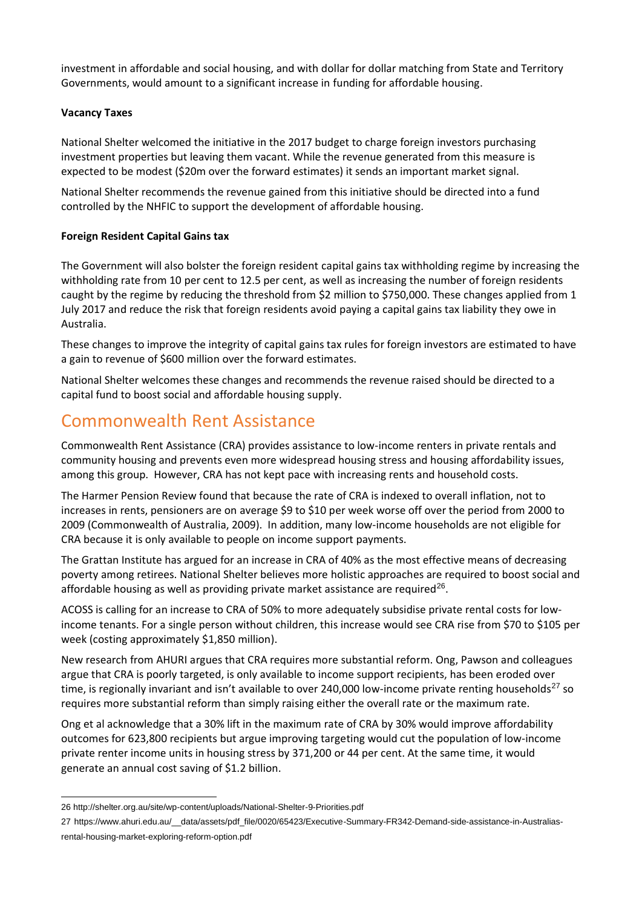investment in affordable and social housing, and with dollar for dollar matching from State and Territory Governments, would amount to a significant increase in funding for affordable housing.

**Vacancy Taxes**

National Shelter welcomed the initiative in the 2017 budget to charge foreign investors purchasing investment properties but leaving them vacant. While the revenue generated from this measure is expected to be modest ($20m over the forward estimates) it sends an important market signal.

National Shelter recommends the revenue gained from this initiative should be directed into a fund controlled by the NHFIC to support the development of affordable housing.

**Foreign Resident Capital Gains tax**

The Government will also bolster the foreign resident capital gains tax withholding regime by increasing the withholding rate from 10 per cent to 12.5 per cent, as well as increasing the number of foreign residents caught by the regime by reducing the threshold from $2 million to $750,000. These changes applied from 1 July 2017 and reduce the risk that foreign residents avoid paying a capital gains tax liability they owe in Australia.

These changes to improve the integrity of capital gains tax rules for foreign investors are estimated to have a gain to revenue of $600 million over the forward estimates.

National Shelter welcomes these changes and recommends the revenue raised should be directed to a capital fund to boost social and affordable housing supply.

## Commonwealth Rent Assistance

Commonwealth Rent Assistance (CRA) provides assistance to low-income renters in private rentals and community housing and prevents even more widespread housing stress and housing affordability issues, among this group. However, CRA has not kept pace with increasing rents and household costs.

The Harmer Pension Review found that because the rate of CRA is indexed to overall inflation, not to increases in rents, pensioners are on average $9 to $10 per week worse off over the period from 2000 to 2009 (Commonwealth of Australia, 2009). In addition, many low-income households are not eligible for CRA because it is only available to people on income support payments.

The Grattan Institute has argued for an increase in CRA of 40% as the most effective means of decreasing poverty among retirees. National Shelter believes more holistic approaches are required to boost social and affordable housing as well as providing private market assistance are required[26].

ACOSS is calling for an increase to CRA of 50% to more adequately subsidise private rental costs for low-income tenants. For a single person without children, this increase would see CRA rise from $70 to $105 per week (costing approximately $1,850 million).

New research from AHURI argues that CRA requires more substantial reform. Ong, Pawson and colleagues argue that CRA is poorly targeted, is only available to income support recipients, has been eroded over time, is regionally invariant and isn't available to over 240,000 low-income private renting households[27] so requires more substantial reform than simply raising either the overall rate or the maximum rate.

Ong et al acknowledge that a 30% lift in the maximum rate of CRA by 30% would improve affordability outcomes for 623,800 recipients but argue improving targeting would cut the population of low-income private renter income units in housing stress by 371,200 or 44 per cent. At the same time, it would generate an annual cost saving of $1.2 billion.

---

26 http://shelter.org.au/site/wp-content/uploads/National-Shelter-9-Priorities.pdf

27 https://www.ahuri.edu.au/__data/assets/pdf_file/0020/65423/Executive-Summary-FR342-Demand-side-assistance-in-Australias-rental-housing-market-exploring-reform-option.pdf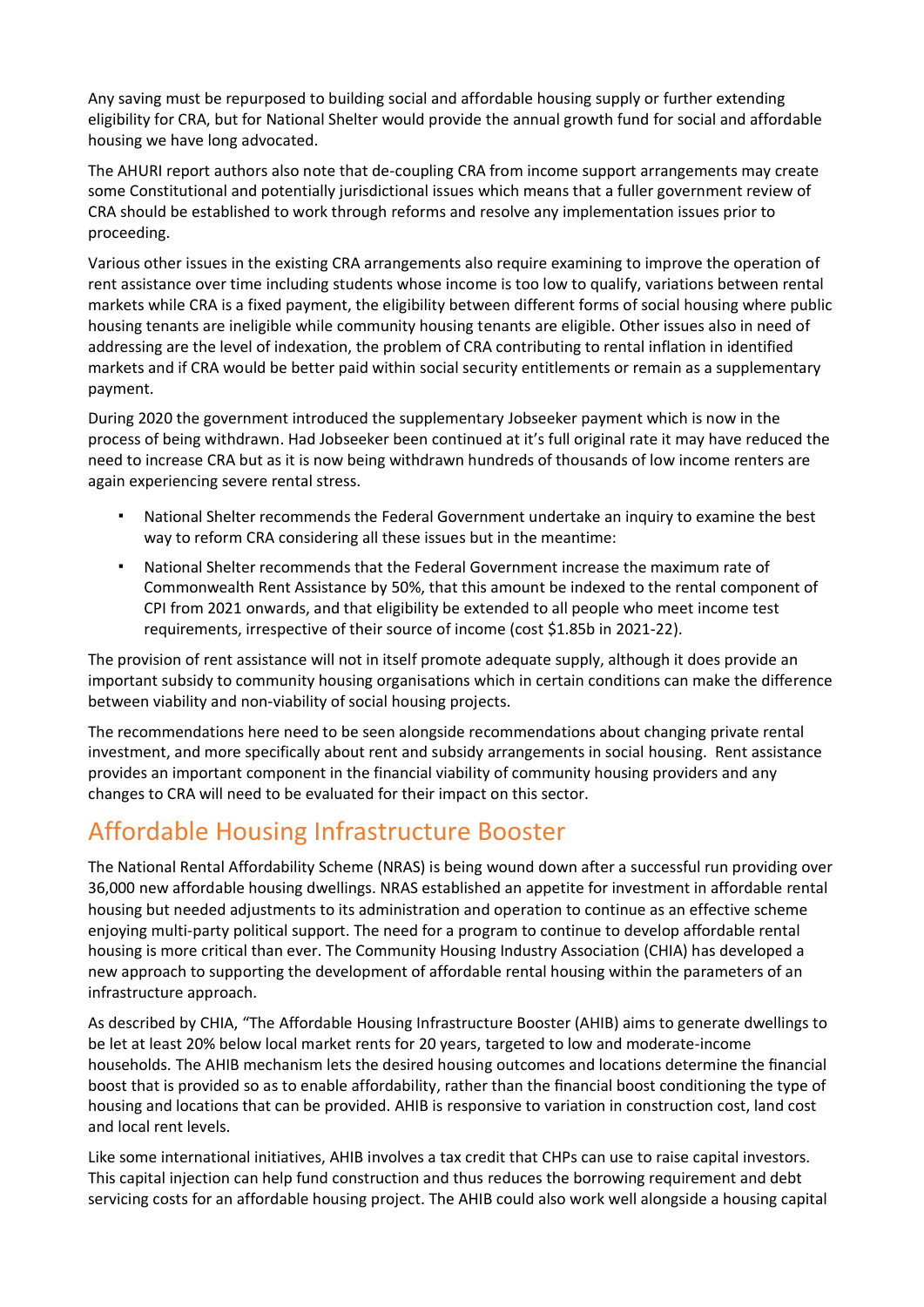Any saving must be repurposed to building social and affordable housing supply or further extending eligibility for CRA, but for National Shelter would provide the annual growth fund for social and affordable housing we have long advocated.

The AHURI report authors also note that de-coupling CRA from income support arrangements may create some Constitutional and potentially jurisdictional issues which means that a fuller government review of CRA should be established to work through reforms and resolve any implementation issues prior to proceeding.

Various other issues in the existing CRA arrangements also require examining to improve the operation of rent assistance over time including students whose income is too low to qualify, variations between rental markets while CRA is a fixed payment, the eligibility between different forms of social housing where public housing tenants are ineligible while community housing tenants are eligible. Other issues also in need of addressing are the level of indexation, the problem of CRA contributing to rental inflation in identified markets and if CRA would be better paid within social security entitlements or remain as a supplementary payment.

During 2020 the government introduced the supplementary Jobseeker payment which is now in the process of being withdrawn. Had Jobseeker been continued at it's full original rate it may have reduced the need to increase CRA but as it is now being withdrawn hundreds of thousands of low income renters are again experiencing severe rental stress.

- National Shelter recommends the Federal Government undertake an inquiry to examine the best way to reform CRA considering all these issues but in the meantime:
- National Shelter recommends that the Federal Government increase the maximum rate of Commonwealth Rent Assistance by 50%, that this amount be indexed to the rental component of CPI from 2021 onwards, and that eligibility be extended to all people who meet income test requirements, irrespective of their source of income (cost $1.85b in 2021-22).

The provision of rent assistance will not in itself promote adequate supply, although it does provide an important subsidy to community housing organisations which in certain conditions can make the difference between viability and non-viability of social housing projects.

The recommendations here need to be seen alongside recommendations about changing private rental investment, and more specifically about rent and subsidy arrangements in social housing. Rent assistance provides an important component in the financial viability of community housing providers and any changes to CRA will need to be evaluated for their impact on this sector.

## Affordable Housing Infrastructure Booster

The National Rental Affordability Scheme (NRAS) is being wound down after a successful run providing over 36,000 new affordable housing dwellings. NRAS established an appetite for investment in affordable rental housing but needed adjustments to its administration and operation to continue as an effective scheme enjoying multi-party political support. The need for a program to continue to develop affordable rental housing is more critical than ever. The Community Housing Industry Association (CHIA) has developed a new approach to supporting the development of affordable rental housing within the parameters of an infrastructure approach.

As described by CHIA, "The Affordable Housing Infrastructure Booster (AHIB) aims to generate dwellings to be let at least 20% below local market rents for 20 years, targeted to low and moderate-income households. The AHIB mechanism lets the desired housing outcomes and locations determine the financial boost that is provided so as to enable affordability, rather than the financial boost conditioning the type of housing and locations that can be provided. AHIB is responsive to variation in construction cost, land cost and local rent levels.

Like some international initiatives, AHIB involves a tax credit that CHPs can use to raise capital investors. This capital injection can help fund construction and thus reduces the borrowing requirement and debt servicing costs for an affordable housing project. The AHIB could also work well alongside a housing capital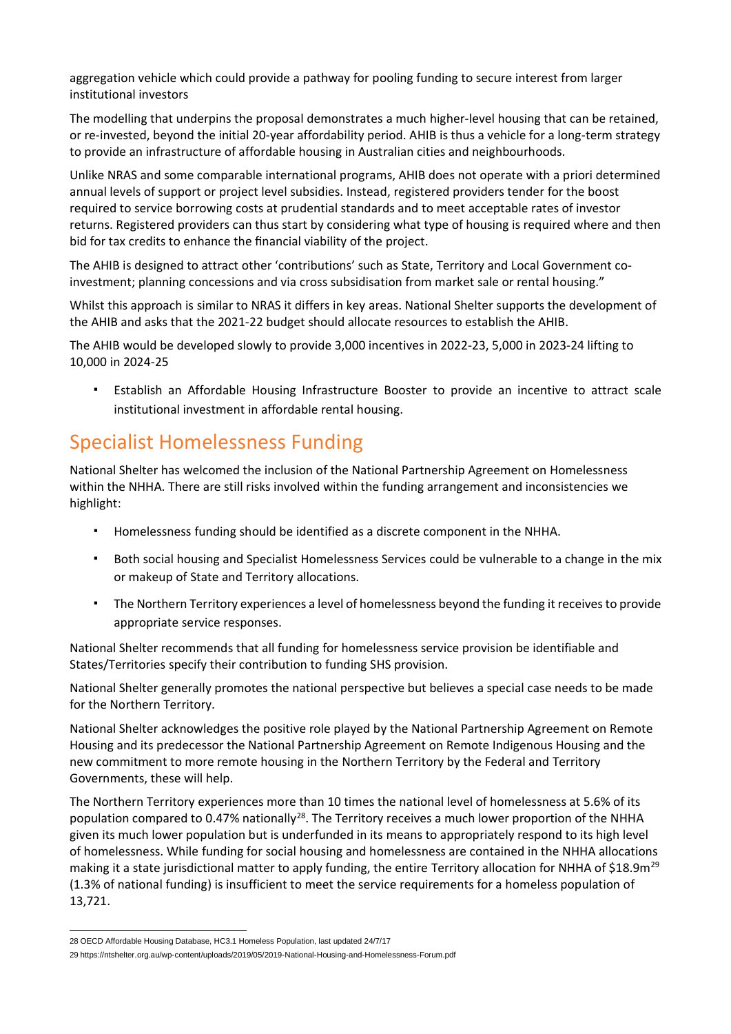aggregation vehicle which could provide a pathway for pooling funding to secure interest from larger institutional investors

The modelling that underpins the proposal demonstrates a much higher-level housing that can be retained, or re-invested, beyond the initial 20-year affordability period. AHIB is thus a vehicle for a long-term strategy to provide an infrastructure of affordable housing in Australian cities and neighbourhoods.

Unlike NRAS and some comparable international programs, AHIB does not operate with a priori determined annual levels of support or project level subsidies. Instead, registered providers tender for the boost required to service borrowing costs at prudential standards and to meet acceptable rates of investor returns. Registered providers can thus start by considering what type of housing is required where and then bid for tax credits to enhance the financial viability of the project.

The AHIB is designed to attract other 'contributions' such as State, Territory and Local Government co-investment; planning concessions and via cross subsidisation from market sale or rental housing."

Whilst this approach is similar to NRAS it differs in key areas. National Shelter supports the development of the AHIB and asks that the 2021-22 budget should allocate resources to establish the AHIB.

The AHIB would be developed slowly to provide 3,000 incentives in 2022-23, 5,000 in 2023-24 lifting to 10,000 in 2024-25

- Establish an Affordable Housing Infrastructure Booster to provide an incentive to attract scale institutional investment in affordable rental housing.

## Specialist Homelessness Funding

National Shelter has welcomed the inclusion of the National Partnership Agreement on Homelessness within the NHHA. There are still risks involved within the funding arrangement and inconsistencies we highlight:

- Homelessness funding should be identified as a discrete component in the NHHA.
- Both social housing and Specialist Homelessness Services could be vulnerable to a change in the mix or makeup of State and Territory allocations.
- The Northern Territory experiences a level of homelessness beyond the funding it receives to provide appropriate service responses.

National Shelter recommends that all funding for homelessness service provision be identifiable and States/Territories specify their contribution to funding SHS provision.

National Shelter generally promotes the national perspective but believes a special case needs to be made for the Northern Territory.

National Shelter acknowledges the positive role played by the National Partnership Agreement on Remote Housing and its predecessor the National Partnership Agreement on Remote Indigenous Housing and the new commitment to more remote housing in the Northern Territory by the Federal and Territory Governments, these will help.

The Northern Territory experiences more than 10 times the national level of homelessness at 5.6% of its population compared to 0.47% nationally[28]. The Territory receives a much lower proportion of the NHHA given its much lower population but is underfunded in its means to appropriately respond to its high level of homelessness. While funding for social housing and homelessness are contained in the NHHA allocations making it a state jurisdictional matter to apply funding, the entire Territory allocation for NHHA of $18.9m[29] (1.3% of national funding) is insufficient to meet the service requirements for a homeless population of 13,721.

---

28 OECD Affordable Housing Database, HC3.1 Homeless Population, last updated 24/7/17

29 https://ntshelter.org.au/wp-content/uploads/2019/05/2019-National-Housing-and-Homelessness-Forum.pdf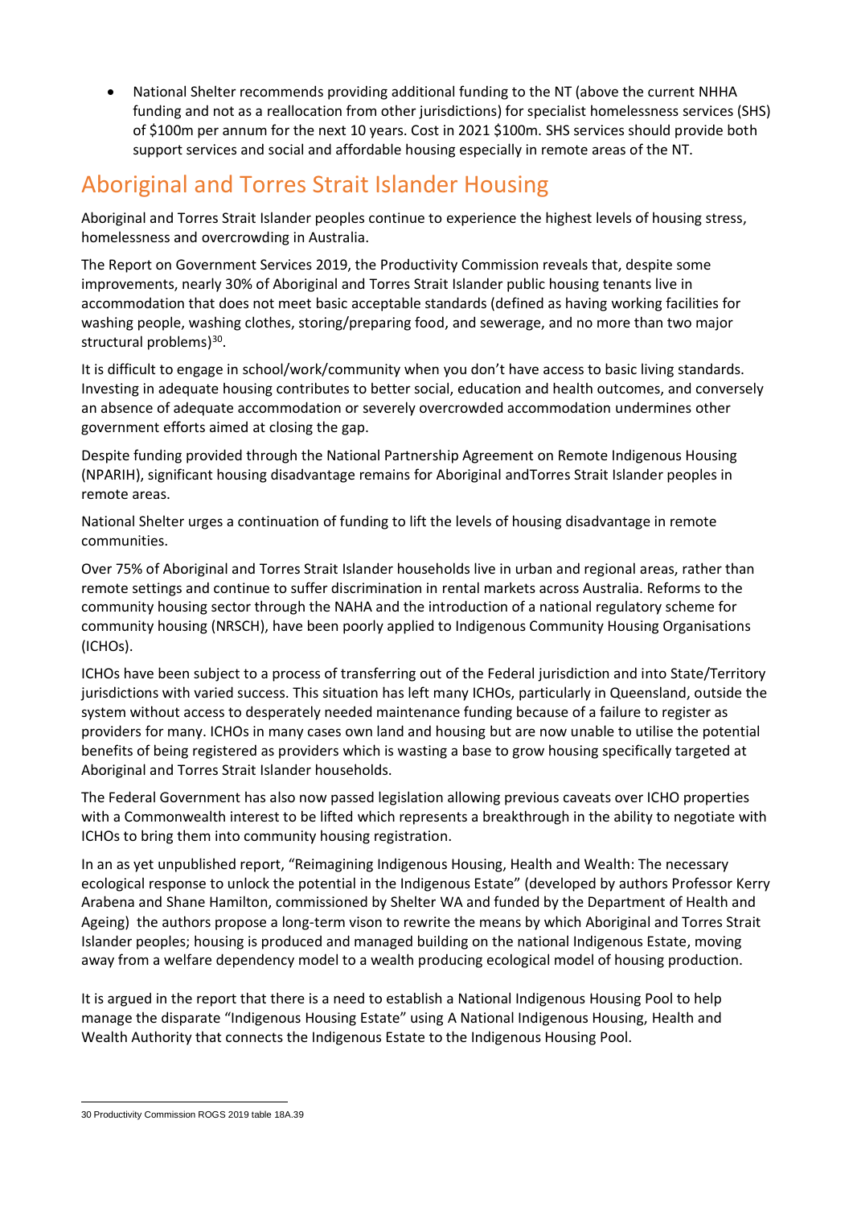- National Shelter recommends providing additional funding to the NT (above the current NHHA funding and not as a reallocation from other jurisdictions) for specialist homelessness services (SHS) of $100m per annum for the next 10 years. Cost in 2021 $100m. SHS services should provide both support services and social and affordable housing especially in remote areas of the NT.

## Aboriginal and Torres Strait Islander Housing

Aboriginal and Torres Strait Islander peoples continue to experience the highest levels of housing stress, homelessness and overcrowding in Australia.

The Report on Government Services 2019, the Productivity Commission reveals that, despite some improvements, nearly 30% of Aboriginal and Torres Strait Islander public housing tenants live in accommodation that does not meet basic acceptable standards (defined as having working facilities for washing people, washing clothes, storing/preparing food, and sewerage, and no more than two major structural problems)[30].

It is difficult to engage in school/work/community when you don't have access to basic living standards. Investing in adequate housing contributes to better social, education and health outcomes, and conversely an absence of adequate accommodation or severely overcrowded accommodation undermines other government efforts aimed at closing the gap.

Despite funding provided through the National Partnership Agreement on Remote Indigenous Housing (NPARIH), significant housing disadvantage remains for Aboriginal andTorres Strait Islander peoples in remote areas.

National Shelter urges a continuation of funding to lift the levels of housing disadvantage in remote communities.

Over 75% of Aboriginal and Torres Strait Islander households live in urban and regional areas, rather than remote settings and continue to suffer discrimination in rental markets across Australia. Reforms to the community housing sector through the NAHA and the introduction of a national regulatory scheme for community housing (NRSCH), have been poorly applied to Indigenous Community Housing Organisations (ICHOs).

ICHOs have been subject to a process of transferring out of the Federal jurisdiction and into State/Territory jurisdictions with varied success. This situation has left many ICHOs, particularly in Queensland, outside the system without access to desperately needed maintenance funding because of a failure to register as providers for many. ICHOs in many cases own land and housing but are now unable to utilise the potential benefits of being registered as providers which is wasting a base to grow housing specifically targeted at Aboriginal and Torres Strait Islander households.

The Federal Government has also now passed legislation allowing previous caveats over ICHO properties with a Commonwealth interest to be lifted which represents a breakthrough in the ability to negotiate with ICHOs to bring them into community housing registration.

In an as yet unpublished report, "Reimagining Indigenous Housing, Health and Wealth: The necessary ecological response to unlock the potential in the Indigenous Estate" (developed by authors Professor Kerry Arabena and Shane Hamilton, commissioned by Shelter WA and funded by the Department of Health and Ageing) the authors propose a long-term vison to rewrite the means by which Aboriginal and Torres Strait Islander peoples; housing is produced and managed building on the national Indigenous Estate, moving away from a welfare dependency model to a wealth producing ecological model of housing production.

It is argued in the report that there is a need to establish a National Indigenous Housing Pool to help manage the disparate "Indigenous Housing Estate" using A National Indigenous Housing, Health and Wealth Authority that connects the Indigenous Estate to the Indigenous Housing Pool.

---

30 Productivity Commission ROGS 2019 table 18A.39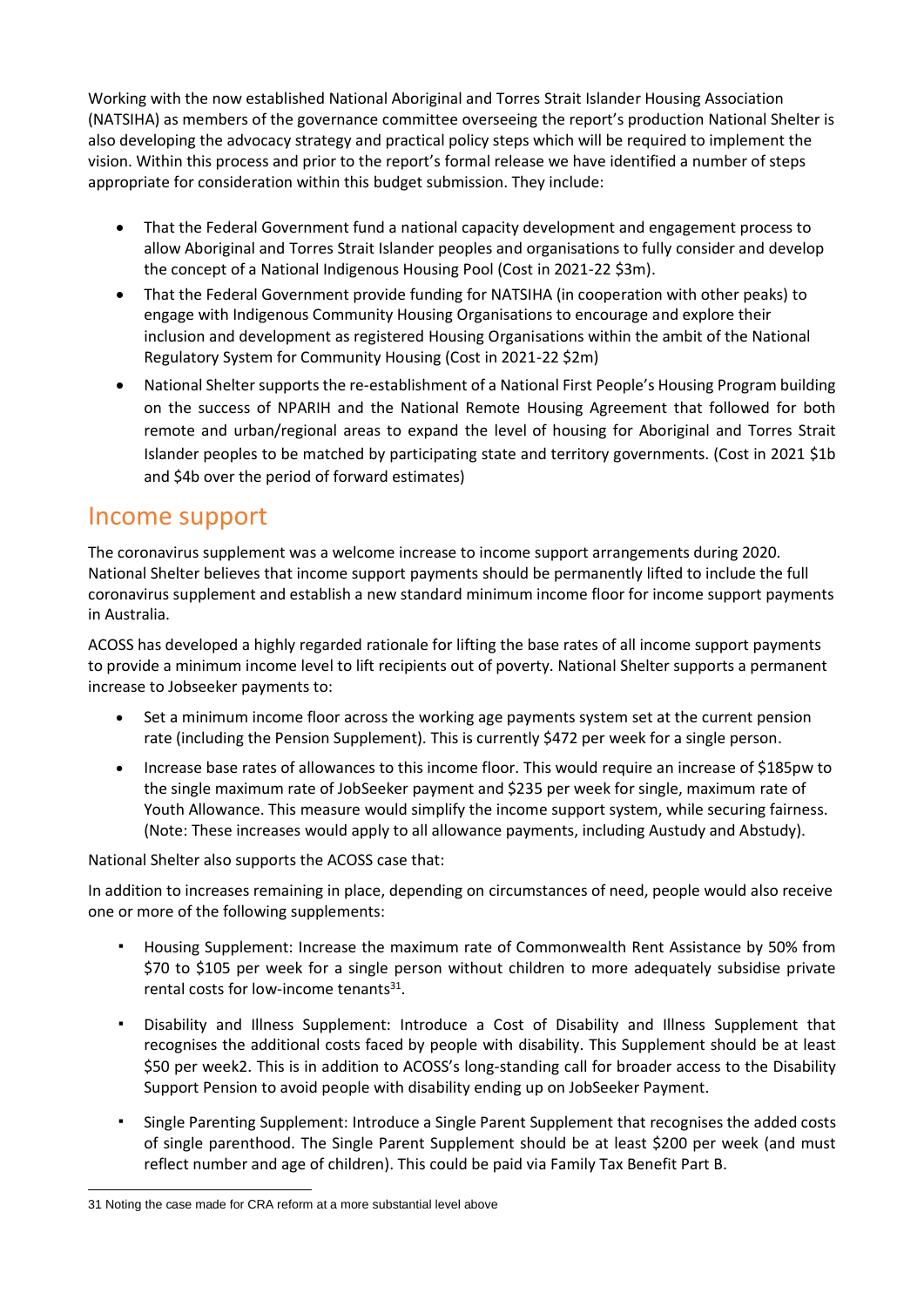Working with the now established National Aboriginal and Torres Strait Islander Housing Association (NATSIHA) as members of the governance committee overseeing the report's production National Shelter is also developing the advocacy strategy and practical policy steps which will be required to implement the vision. Within this process and prior to the report's formal release we have identified a number of steps appropriate for consideration within this budget submission. They include:

- That the Federal Government fund a national capacity development and engagement process to allow Aboriginal and Torres Strait Islander peoples and organisations to fully consider and develop the concept of a National Indigenous Housing Pool (Cost in 2021-22 $3m).
- That the Federal Government provide funding for NATSIHA (in cooperation with other peaks) to engage with Indigenous Community Housing Organisations to encourage and explore their inclusion and development as registered Housing Organisations within the ambit of the National Regulatory System for Community Housing (Cost in 2021-22 $2m)
- National Shelter supports the re-establishment of a National First People's Housing Program building on the success of NPARIH and the National Remote Housing Agreement that followed for both remote and urban/regional areas to expand the level of housing for Aboriginal and Torres Strait Islander peoples to be matched by participating state and territory governments. (Cost in 2021 $1b and $4b over the period of forward estimates)

## Income support

The coronavirus supplement was a welcome increase to income support arrangements during 2020. National Shelter believes that income support payments should be permanently lifted to include the full coronavirus supplement and establish a new standard minimum income floor for income support payments in Australia.

ACOSS has developed a highly regarded rationale for lifting the base rates of all income support payments to provide a minimum income level to lift recipients out of poverty. National Shelter supports a permanent increase to Jobseeker payments to:

- Set a minimum income floor across the working age payments system set at the current pension rate (including the Pension Supplement). This is currently $472 per week for a single person.
- Increase base rates of allowances to this income floor. This would require an increase of $185pw to the single maximum rate of JobSeeker payment and $235 per week for single, maximum rate of Youth Allowance. This measure would simplify the income support system, while securing fairness. (Note: These increases would apply to all allowance payments, including Austudy and Abstudy).

National Shelter also supports the ACOSS case that:

In addition to increases remaining in place, depending on circumstances of need, people would also receive one or more of the following supplements:

- Housing Supplement: Increase the maximum rate of Commonwealth Rent Assistance by 50% from $70 to $105 per week for a single person without children to more adequately subsidise private rental costs for low-income tenants[31].
- Disability and Illness Supplement: Introduce a Cost of Disability and Illness Supplement that recognises the additional costs faced by people with disability. This Supplement should be at least $50 per week2. This is in addition to ACOSS's long-standing call for broader access to the Disability Support Pension to avoid people with disability ending up on JobSeeker Payment.
- Single Parenting Supplement: Introduce a Single Parent Supplement that recognises the added costs of single parenthood. The Single Parent Supplement should be at least $200 per week (and must reflect number and age of children). This could be paid via Family Tax Benefit Part B.

---

31 Noting the case made for CRA reform at a more substantial level above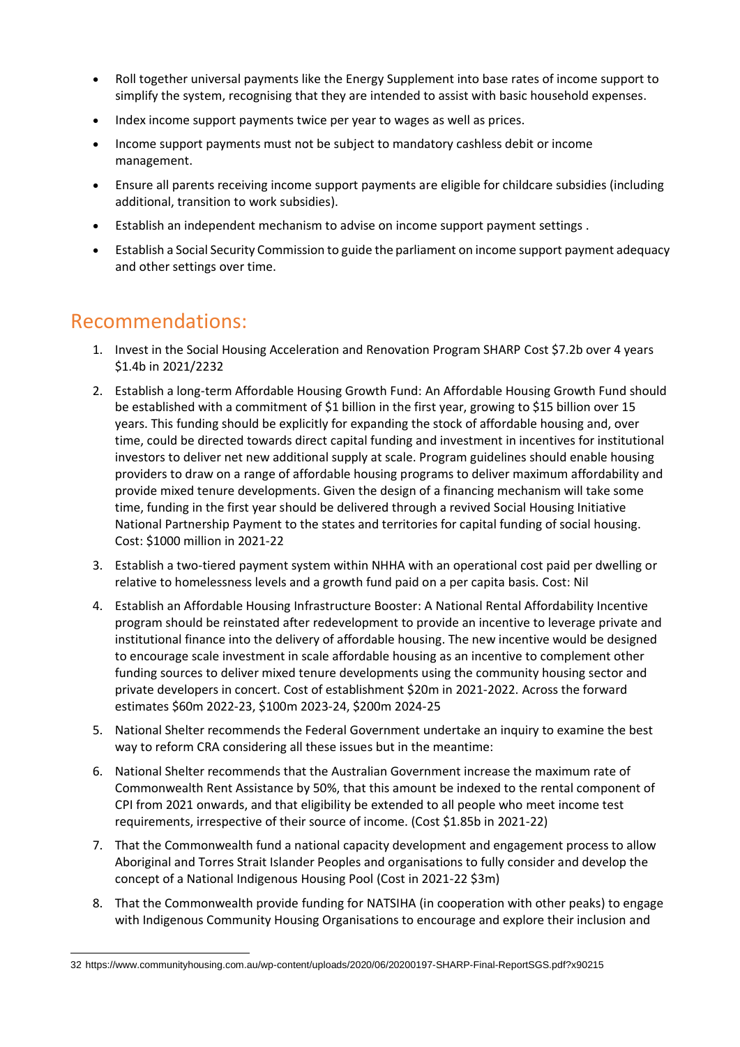- Roll together universal payments like the Energy Supplement into base rates of income support to simplify the system, recognising that they are intended to assist with basic household expenses.
- Index income support payments twice per year to wages as well as prices.
- Income support payments must not be subject to mandatory cashless debit or income management.
- Ensure all parents receiving income support payments are eligible for childcare subsidies (including additional, transition to work subsidies).
- Establish an independent mechanism to advise on income support payment settings .
- Establish a Social Security Commission to guide the parliament on income support payment adequacy and other settings over time.

## Recommendations:

1. Invest in the Social Housing Acceleration and Renovation Program SHARP Cost $7.2b over 4 years $1.4b in 2021/22[32]
2. Establish a long-term Affordable Housing Growth Fund: An Affordable Housing Growth Fund should be established with a commitment of $1 billion in the first year, growing to $15 billion over 15 years. This funding should be explicitly for expanding the stock of affordable housing and, over time, could be directed towards direct capital funding and investment in incentives for institutional investors to deliver net new additional supply at scale. Program guidelines should enable housing providers to draw on a range of affordable housing programs to deliver maximum affordability and provide mixed tenure developments. Given the design of a financing mechanism will take some time, funding in the first year should be delivered through a revived Social Housing Initiative National Partnership Payment to the states and territories for capital funding of social housing. Cost: $1000 million in 2021-22
3. Establish a two-tiered payment system within NHHA with an operational cost paid per dwelling or relative to homelessness levels and a growth fund paid on a per capita basis. Cost: Nil
4. Establish an Affordable Housing Infrastructure Booster: A National Rental Affordability Incentive program should be reinstated after redevelopment to provide an incentive to leverage private and institutional finance into the delivery of affordable housing. The new incentive would be designed to encourage scale investment in scale affordable housing as an incentive to complement other funding sources to deliver mixed tenure developments using the community housing sector and private developers in concert. Cost of establishment $20m in 2021-2022. Across the forward estimates $60m 2022-23, $100m 2023-24, $200m 2024-25
5. National Shelter recommends the Federal Government undertake an inquiry to examine the best way to reform CRA considering all these issues but in the meantime:
6. National Shelter recommends that the Australian Government increase the maximum rate of Commonwealth Rent Assistance by 50%, that this amount be indexed to the rental component of CPI from 2021 onwards, and that eligibility be extended to all people who meet income test requirements, irrespective of their source of income. (Cost $1.85b in 2021-22)
7. That the Commonwealth fund a national capacity development and engagement process to allow Aboriginal and Torres Strait Islander Peoples and organisations to fully consider and develop the concept of a National Indigenous Housing Pool (Cost in 2021-22 $3m)
8. That the Commonwealth provide funding for NATSIHA (in cooperation with other peaks) to engage with Indigenous Community Housing Organisations to encourage and explore their inclusion and

[32] https://www.communityhousing.com.au/wp-content/uploads/2020/06/20200197-SHARP-Final-ReportSGS.pdf?x90215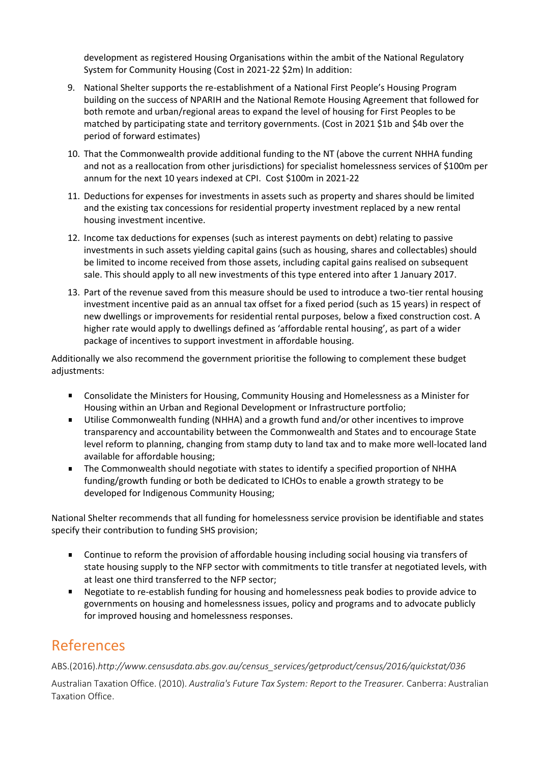development as registered Housing Organisations within the ambit of the National Regulatory System for Community Housing (Cost in 2021-22 $2m) In addition:

9. National Shelter supports the re-establishment of a National First People's Housing Program building on the success of NPARIH and the National Remote Housing Agreement that followed for both remote and urban/regional areas to expand the level of housing for First Peoples to be matched by participating state and territory governments. (Cost in 2021 $1b and $4b over the period of forward estimates)
10. That the Commonwealth provide additional funding to the NT (above the current NHHA funding and not as a reallocation from other jurisdictions) for specialist homelessness services of $100m per annum for the next 10 years indexed at CPI. Cost $100m in 2021-22
11. Deductions for expenses for investments in assets such as property and shares should be limited and the existing tax concessions for residential property investment replaced by a new rental housing investment incentive.
12. Income tax deductions for expenses (such as interest payments on debt) relating to passive investments in such assets yielding capital gains (such as housing, shares and collectables) should be limited to income received from those assets, including capital gains realised on subsequent sale. This should apply to all new investments of this type entered into after 1 January 2017.
13. Part of the revenue saved from this measure should be used to introduce a two-tier rental housing investment incentive paid as an annual tax offset for a fixed period (such as 15 years) in respect of new dwellings or improvements for residential rental purposes, below a fixed construction cost. A higher rate would apply to dwellings defined as 'affordable rental housing', as part of a wider package of incentives to support investment in affordable housing.

Additionally we also recommend the government prioritise the following to complement these budget adjustments:

- Consolidate the Ministers for Housing, Community Housing and Homelessness as a Minister for Housing within an Urban and Regional Development or Infrastructure portfolio;
- Utilise Commonwealth funding (NHHA) and a growth fund and/or other incentives to improve transparency and accountability between the Commonwealth and States and to encourage State level reform to planning, changing from stamp duty to land tax and to make more well-located land available for affordable housing;
- The Commonwealth should negotiate with states to identify a specified proportion of NHHA funding/growth funding or both be dedicated to ICHOs to enable a growth strategy to be developed for Indigenous Community Housing;

National Shelter recommends that all funding for homelessness service provision be identifiable and states specify their contribution to funding SHS provision;

- Continue to reform the provision of affordable housing including social housing via transfers of state housing supply to the NFP sector with commitments to title transfer at negotiated levels, with at least one third transferred to the NFP sector;
- Negotiate to re-establish funding for housing and homelessness peak bodies to provide advice to governments on housing and homelessness issues, policy and programs and to advocate publicly for improved housing and homelessness responses.

# References

ABS.(2016).*http://www.censusdata.abs.gov.au/census_services/getproduct/census/2016/quickstat/036*

Australian Taxation Office. (2010). *Australia's Future Tax System: Report to the Treasurer.* Canberra: Australian Taxation Office.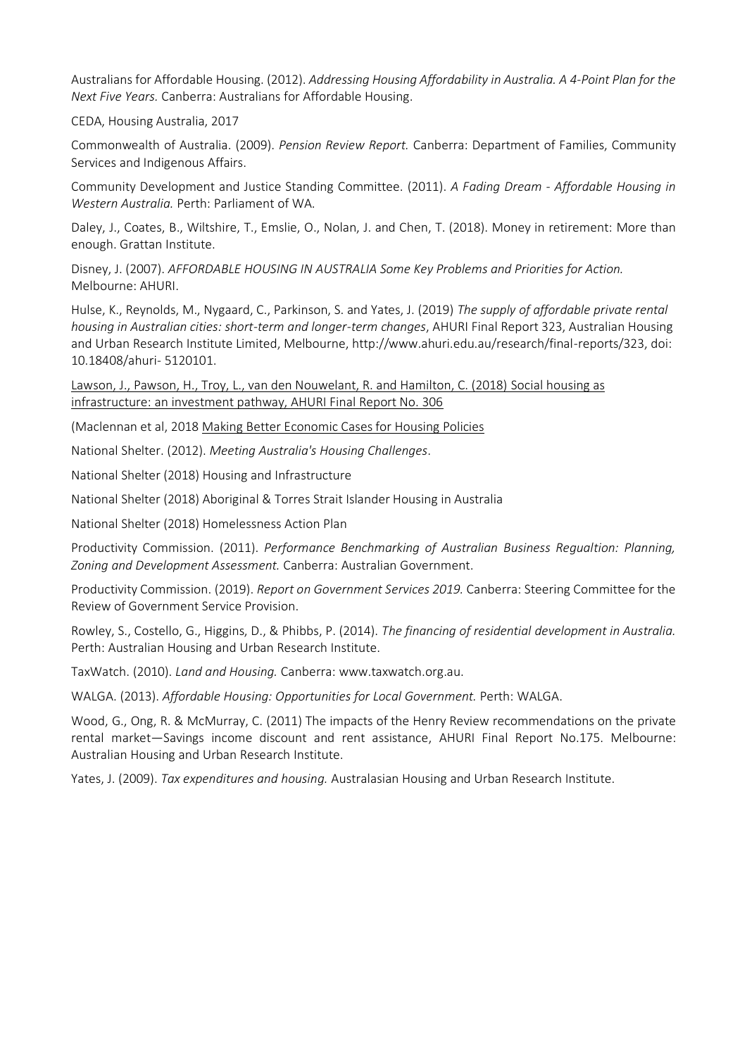Australians for Affordable Housing. (2012). *Addressing Housing Affordability in Australia. A 4-Point Plan for the Next Five Years.* Canberra: Australians for Affordable Housing.

CEDA, Housing Australia, 2017

Commonwealth of Australia. (2009). *Pension Review Report.* Canberra: Department of Families, Community Services and Indigenous Affairs.

Community Development and Justice Standing Committee. (2011). *A Fading Dream - Affordable Housing in Western Australia.* Perth: Parliament of WA.

Daley, J., Coates, B., Wiltshire, T., Emslie, O., Nolan, J. and Chen, T. (2018). Money in retirement: More than enough. Grattan Institute.

Disney, J. (2007). *AFFORDABLE HOUSING IN AUSTRALIA Some Key Problems and Priorities for Action.* Melbourne: AHURI.

Hulse, K., Reynolds, M., Nygaard, C., Parkinson, S. and Yates, J. (2019) *The supply of affordable private rental housing in Australian cities: short-term and longer-term changes*, AHURI Final Report 323, Australian Housing and Urban Research Institute Limited, Melbourne, http://www.ahuri.edu.au/research/final-reports/323, doi: 10.18408/ahuri- 5120101.

Lawson, J., Pawson, H., Troy, L., van den Nouwelant, R. and Hamilton, C. (2018) Social housing as infrastructure: an investment pathway, AHURI Final Report No. 306

(Maclennan et al, 2018 Making Better Economic Cases for Housing Policies

National Shelter. (2012). *Meeting Australia's Housing Challenges*.

National Shelter (2018) Housing and Infrastructure

National Shelter (2018) Aboriginal & Torres Strait Islander Housing in Australia

National Shelter (2018) Homelessness Action Plan

Productivity Commission. (2011). *Performance Benchmarking of Australian Business Regualtion: Planning, Zoning and Development Assessment.* Canberra: Australian Government.

Productivity Commission. (2019). *Report on Government Services 2019.* Canberra: Steering Committee for the Review of Government Service Provision.

Rowley, S., Costello, G., Higgins, D., & Phibbs, P. (2014). *The financing of residential development in Australia.* Perth: Australian Housing and Urban Research Institute.

TaxWatch. (2010). *Land and Housing.* Canberra: www.taxwatch.org.au.

WALGA. (2013). *Affordable Housing: Opportunities for Local Government.* Perth: WALGA.

Wood, G., Ong, R. & McMurray, C. (2011) The impacts of the Henry Review recommendations on the private rental market—Savings income discount and rent assistance, AHURI Final Report No.175. Melbourne: Australian Housing and Urban Research Institute.

Yates, J. (2009). *Tax expenditures and housing.* Australasian Housing and Urban Research Institute.